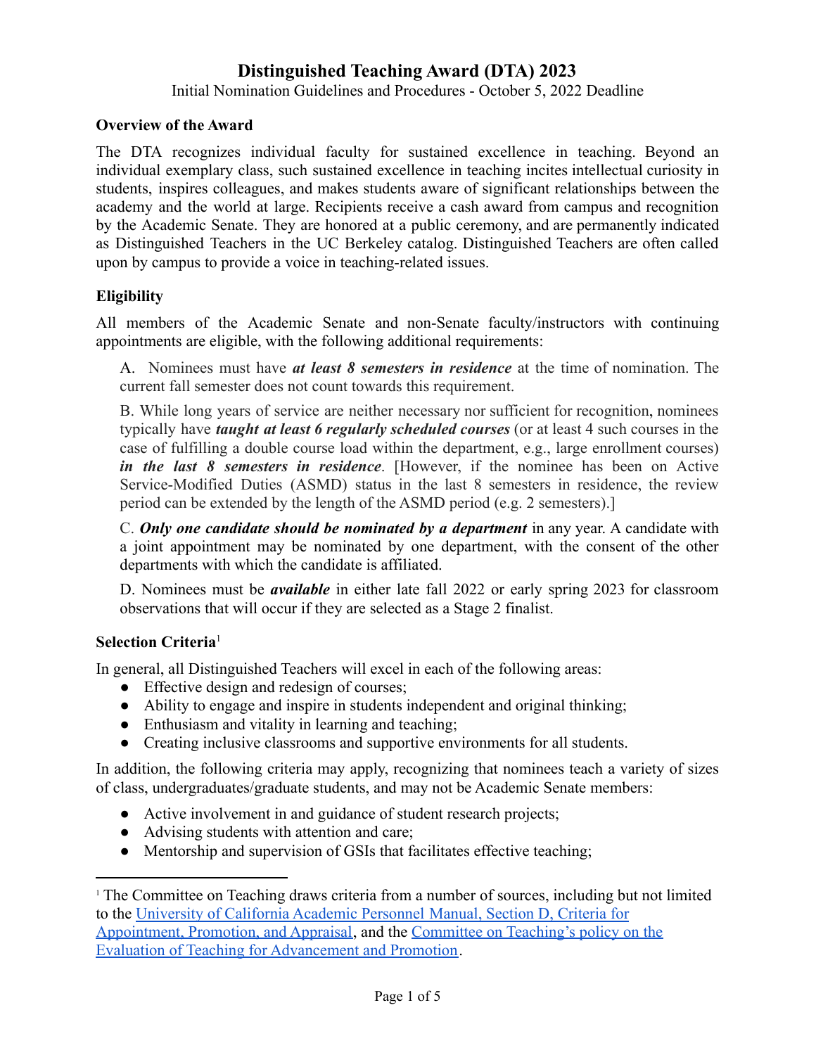# Distinguished Teaching Award (DTA) 2023

Initial Nomination Guidelines and Procedures - October 5, 2022 Deadline

## Overview of the Award

The DTA recognizes individual faculty for sustained excellence in teaching. Beyond an individual exemplary class, such sustained excellence in teaching incites intellectual curiosity in students, inspires colleagues, and makes students aware of significant relationships between the academy and the world at large. Recipients receive a cash award from campus and recognition by the Academic Senate. They are honored at a public ceremony, and are permanently indicated as Distinguished Teachers in the UC Berkeley catalog. Distinguished Teachers are often called upon by campus to provide a voice in teaching-related issues.

## Eligibility

All members of the Academic Senate and non-Senate faculty/instructors with continuing appointments are eligible, with the following additional requirements:

A. Nominees must have ***at least 8 semesters in residence*** at the time of nomination. The current fall semester does not count towards this requirement.

B. While long years of service are neither necessary nor sufficient for recognition, nominees typically have ***taught at least 6 regularly scheduled courses*** (or at least 4 such courses in the case of fulfilling a double course load within the department, e.g., large enrollment courses) ***in the last 8 semesters in residence***. [However, if the nominee has been on Active Service-Modified Duties (ASMD) status in the last 8 semesters in residence, the review period can be extended by the length of the ASMD period (e.g. 2 semesters).]

C. ***Only one candidate should be nominated by a department*** in any year. A candidate with a joint appointment may be nominated by one department, with the consent of the other departments with which the candidate is affiliated.

D. Nominees must be ***available*** in either late fall 2022 or early spring 2023 for classroom observations that will occur if they are selected as a Stage 2 finalist.

## Selection Criteria[1]

In general, all Distinguished Teachers will excel in each of the following areas:

- Effective design and redesign of courses;
- Ability to engage and inspire in students independent and original thinking;
- Enthusiasm and vitality in learning and teaching;
- Creating inclusive classrooms and supportive environments for all students.

In addition, the following criteria may apply, recognizing that nominees teach a variety of sizes of class, undergraduates/graduate students, and may not be Academic Senate members:

- Active involvement in and guidance of student research projects;
- Advising students with attention and care;
- Mentorship and supervision of GSIs that facilitates effective teaching;

---

[1] The Committee on Teaching draws criteria from a number of sources, including but not limited to the University of California Academic Personnel Manual, Section D, Criteria for Appointment, Promotion, and Appraisal, and the Committee on Teaching's policy on the Evaluation of Teaching for Advancement and Promotion.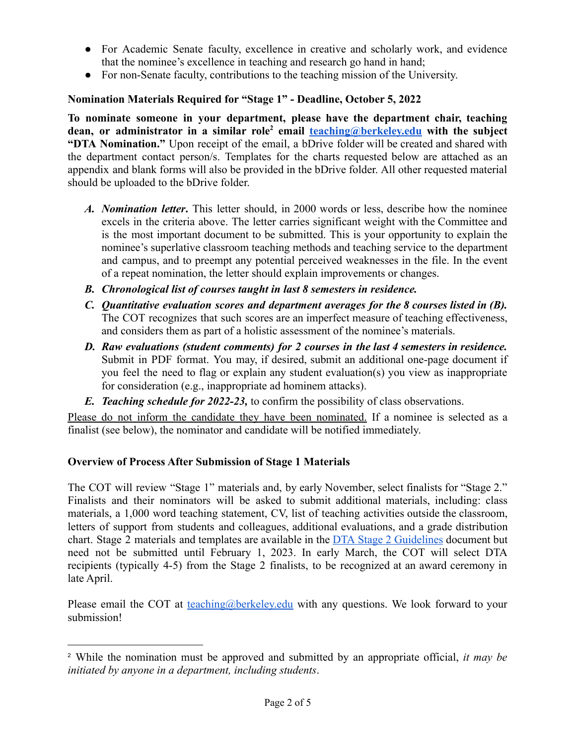- For Academic Senate faculty, excellence in creative and scholarly work, and evidence that the nominee's excellence in teaching and research go hand in hand;
- For non-Senate faculty, contributions to the teaching mission of the University.

**Nomination Materials Required for "Stage 1" - Deadline, October 5, 2022**

**To nominate someone in your department, please have the department chair, teaching dean, or administrator in a similar role[2] email [teaching@berkeley.edu](mailto:teaching@berkeley.edu) with the subject "DTA Nomination."** Upon receipt of the email, a bDrive folder will be created and shared with the department contact person/s. Templates for the charts requested below are attached as an appendix and blank forms will also be provided in the bDrive folder. All other requested material should be uploaded to the bDrive folder.

- ***A. Nomination letter.*** This letter should, in 2000 words or less, describe how the nominee excels in the criteria above. The letter carries significant weight with the Committee and is the most important document to be submitted. This is your opportunity to explain the nominee's superlative classroom teaching methods and teaching service to the department and campus, and to preempt any potential perceived weaknesses in the file. In the event of a repeat nomination, the letter should explain improvements or changes.
- ***B. Chronological list of courses taught in last 8 semesters in residence.***
- ***C. Quantitative evaluation scores and department averages for the 8 courses listed in (B).*** The COT recognizes that such scores are an imperfect measure of teaching effectiveness, and considers them as part of a holistic assessment of the nominee's materials.
- ***D. Raw evaluations (student comments) for 2 courses in the last 4 semesters in residence.*** Submit in PDF format. You may, if desired, submit an additional one-page document if you feel the need to flag or explain any student evaluation(s) you view as inappropriate for consideration (e.g., inappropriate ad hominem attacks).
- ***E. Teaching schedule for 2022-23,*** to confirm the possibility of class observations.

<u>Please do not inform the candidate they have been nominated.</u> If a nominee is selected as a finalist (see below), the nominator and candidate will be notified immediately.

**Overview of Process After Submission of Stage 1 Materials**

The COT will review "Stage 1" materials and, by early November, select finalists for "Stage 2." Finalists and their nominators will be asked to submit additional materials, including: class materials, a 1,000 word teaching statement, CV, list of teaching activities outside the classroom, letters of support from students and colleagues, additional evaluations, and a grade distribution chart. Stage 2 materials and templates are available in the DTA Stage 2 Guidelines document but need not be submitted until February 1, 2023. In early March, the COT will select DTA recipients (typically 4-5) from the Stage 2 finalists, to be recognized at an award ceremony in late April.

Please email the COT at [teaching@berkeley.edu](mailto:teaching@berkeley.edu) with any questions. We look forward to your submission!

---

[2] While the nomination must be approved and submitted by an appropriate official, *it may be initiated by anyone in a department, including students*.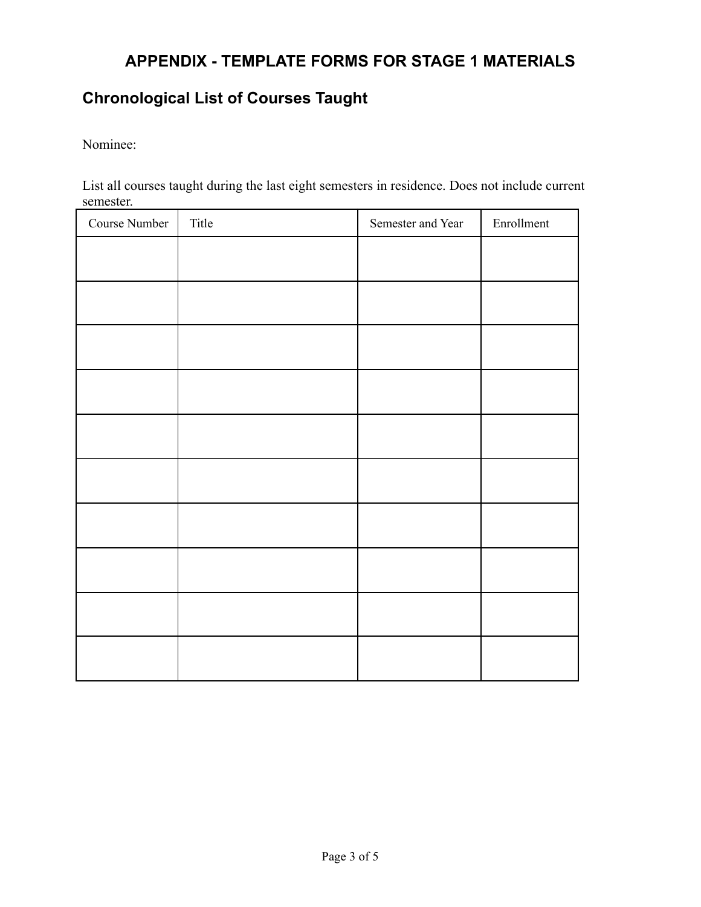# APPENDIX - TEMPLATE FORMS FOR STAGE 1 MATERIALS

## Chronological List of Courses Taught

Nominee:

List all courses taught during the last eight semesters in residence. Does not include current semester.

| Course Number | Title | Semester and Year | Enrollment |
|---|---|---|---|
| | | | |
| | | | |
| | | | |
| | | | |
| | | | |
| | | | |
| | | | |
| | | | |
| | | | |
| | | | |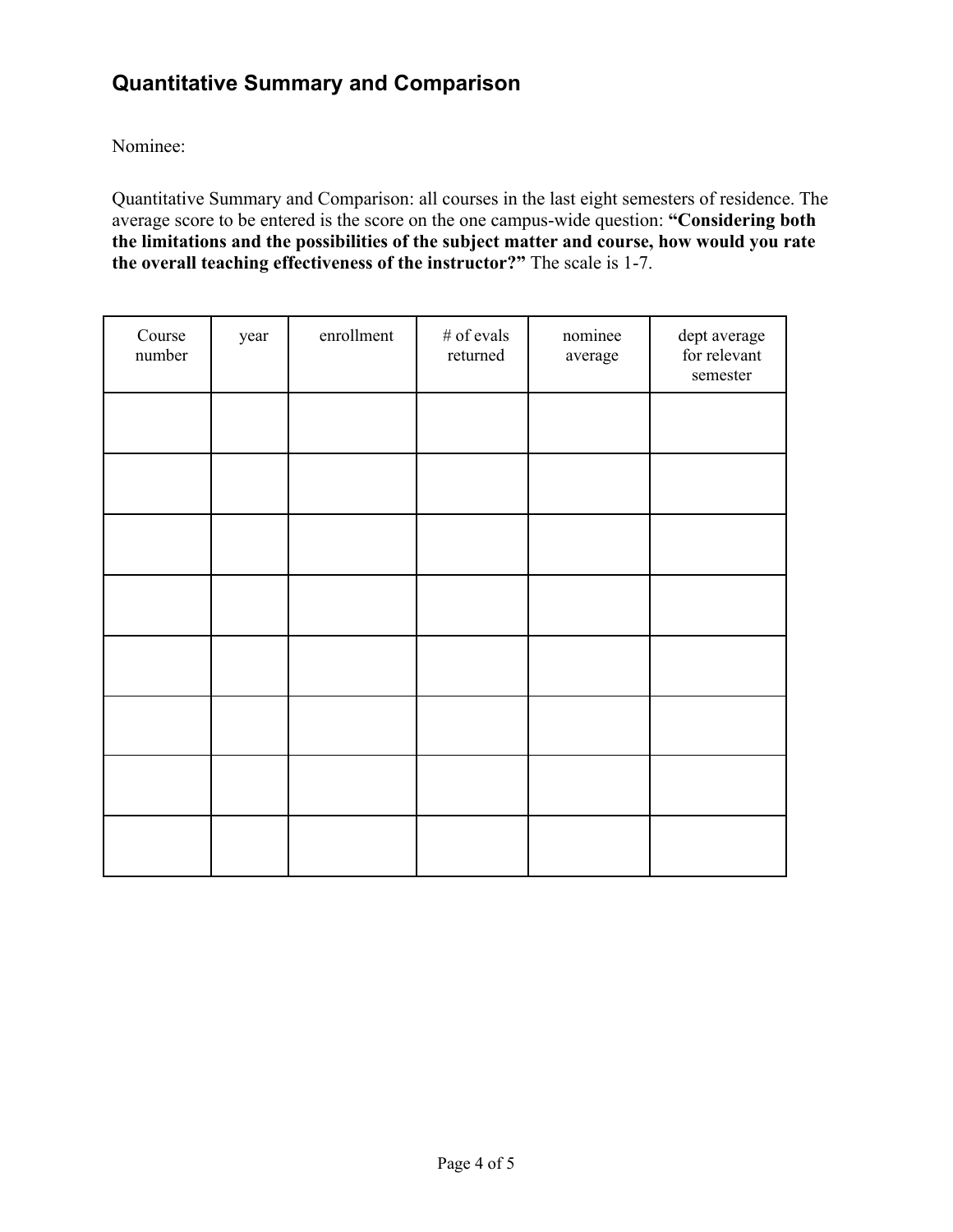## Quantitative Summary and Comparison

Nominee:

Quantitative Summary and Comparison: all courses in the last eight semesters of residence. The average score to be entered is the score on the one campus-wide question: **"Considering both the limitations and the possibilities of the subject matter and course, how would you rate the overall teaching effectiveness of the instructor?"** The scale is 1-7.

| Course number | year | enrollment | # of evals returned | nominee average | dept average for relevant semester |
|---|---|---|---|---|---|
| | | | | | |
| | | | | | |
| | | | | | |
| | | | | | |
| | | | | | |
| | | | | | |
| | | | | | |
| | | | | | |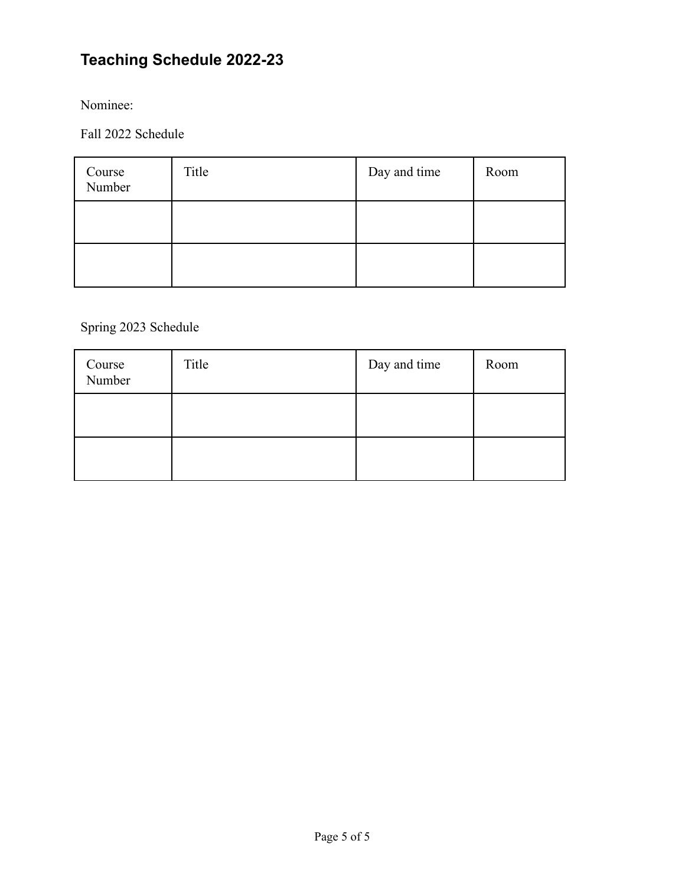# Teaching Schedule 2022-23

Nominee:

Fall 2022 Schedule

| Course Number | Title | Day and time | Room |
|---|---|---|---|
| | | | |
| | | | |

Spring 2023 Schedule

| Course Number | Title | Day and time | Room |
|---|---|---|---|
| | | | |
| | | | |